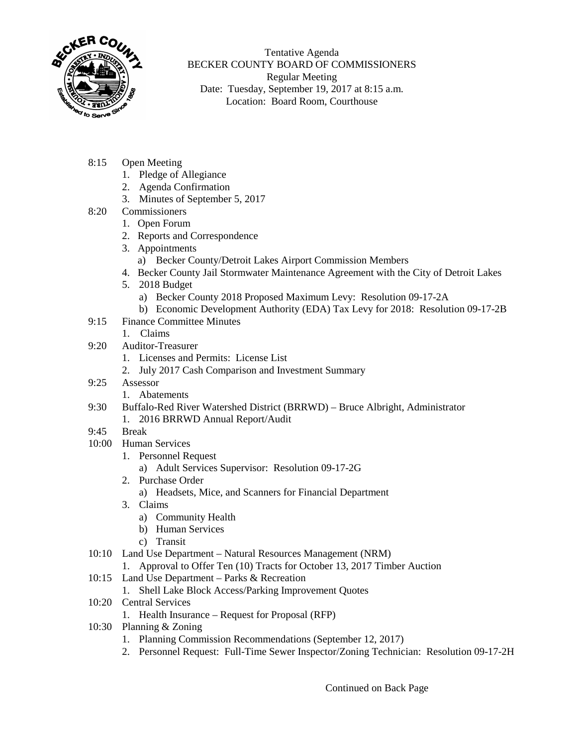Tentative Agenda
BECKER COUNTY BOARD OF COMMISSIONERS
Regular Meeting
Date: Tuesday, September 19, 2017 at 8:15 a.m.
Location: Board Room, Courthouse

8:15 Open Meeting
1. Pledge of Allegiance
2. Agenda Confirmation
3. Minutes of September 5, 2017

8:20 Commissioners
1. Open Forum
2. Reports and Correspondence
3. Appointments
   a) Becker County/Detroit Lakes Airport Commission Members
4. Becker County Jail Stormwater Maintenance Agreement with the City of Detroit Lakes
5. 2018 Budget
   a) Becker County 2018 Proposed Maximum Levy: Resolution 09-17-2A
   b) Economic Development Authority (EDA) Tax Levy for 2018: Resolution 09-17-2B

9:15 Finance Committee Minutes
1. Claims

9:20 Auditor-Treasurer
1. Licenses and Permits: License List
2. July 2017 Cash Comparison and Investment Summary

9:25 Assessor
1. Abatements

9:30 Buffalo-Red River Watershed District (BRRWD) – Bruce Albright, Administrator
1. 2016 BRRWD Annual Report/Audit

9:45 Break

10:00 Human Services
1. Personnel Request
   a) Adult Services Supervisor: Resolution 09-17-2G
2. Purchase Order
   a) Headsets, Mice, and Scanners for Financial Department
3. Claims
   a) Community Health
   b) Human Services
   c) Transit

10:10 Land Use Department – Natural Resources Management (NRM)
1. Approval to Offer Ten (10) Tracts for October 13, 2017 Timber Auction

10:15 Land Use Department – Parks & Recreation
1. Shell Lake Block Access/Parking Improvement Quotes

10:20 Central Services
1. Health Insurance – Request for Proposal (RFP)

10:30 Planning & Zoning
1. Planning Commission Recommendations (September 12, 2017)
2. Personnel Request: Full-Time Sewer Inspector/Zoning Technician: Resolution 09-17-2H

Continued on Back Page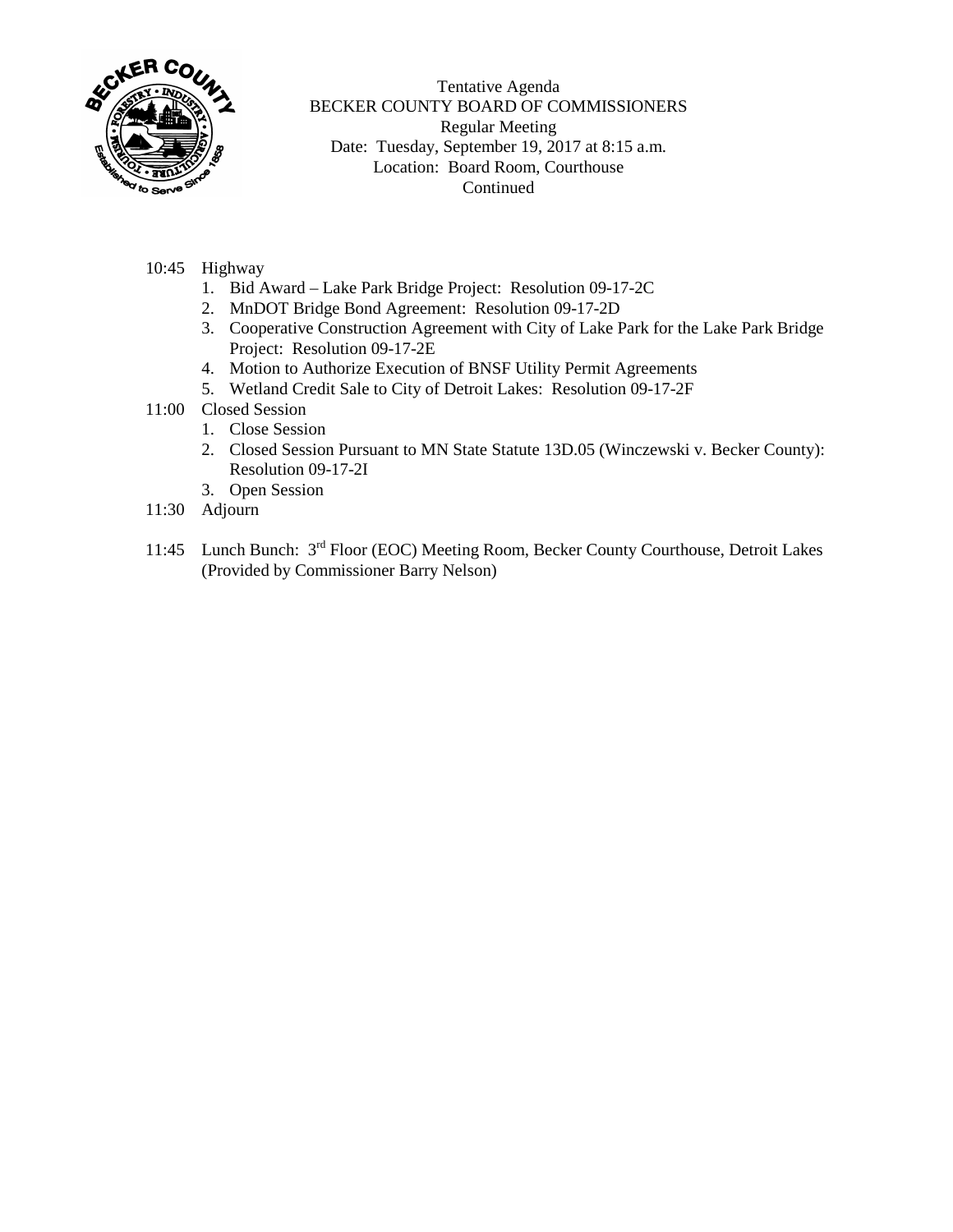Tentative Agenda
BECKER COUNTY BOARD OF COMMISSIONERS
Regular Meeting
Date: Tuesday, September 19, 2017 at 8:15 a.m.
Location: Board Room, Courthouse
Continued

10:45 Highway
1. Bid Award – Lake Park Bridge Project: Resolution 09-17-2C
2. MnDOT Bridge Bond Agreement: Resolution 09-17-2D
3. Cooperative Construction Agreement with City of Lake Park for the Lake Park Bridge Project: Resolution 09-17-2E
4. Motion to Authorize Execution of BNSF Utility Permit Agreements
5. Wetland Credit Sale to City of Detroit Lakes: Resolution 09-17-2F

11:00 Closed Session
1. Close Session
2. Closed Session Pursuant to MN State Statute 13D.05 (Winczewski v. Becker County): Resolution 09-17-2I
3. Open Session

11:30 Adjourn

11:45 Lunch Bunch: 3rd Floor (EOC) Meeting Room, Becker County Courthouse, Detroit Lakes (Provided by Commissioner Barry Nelson)